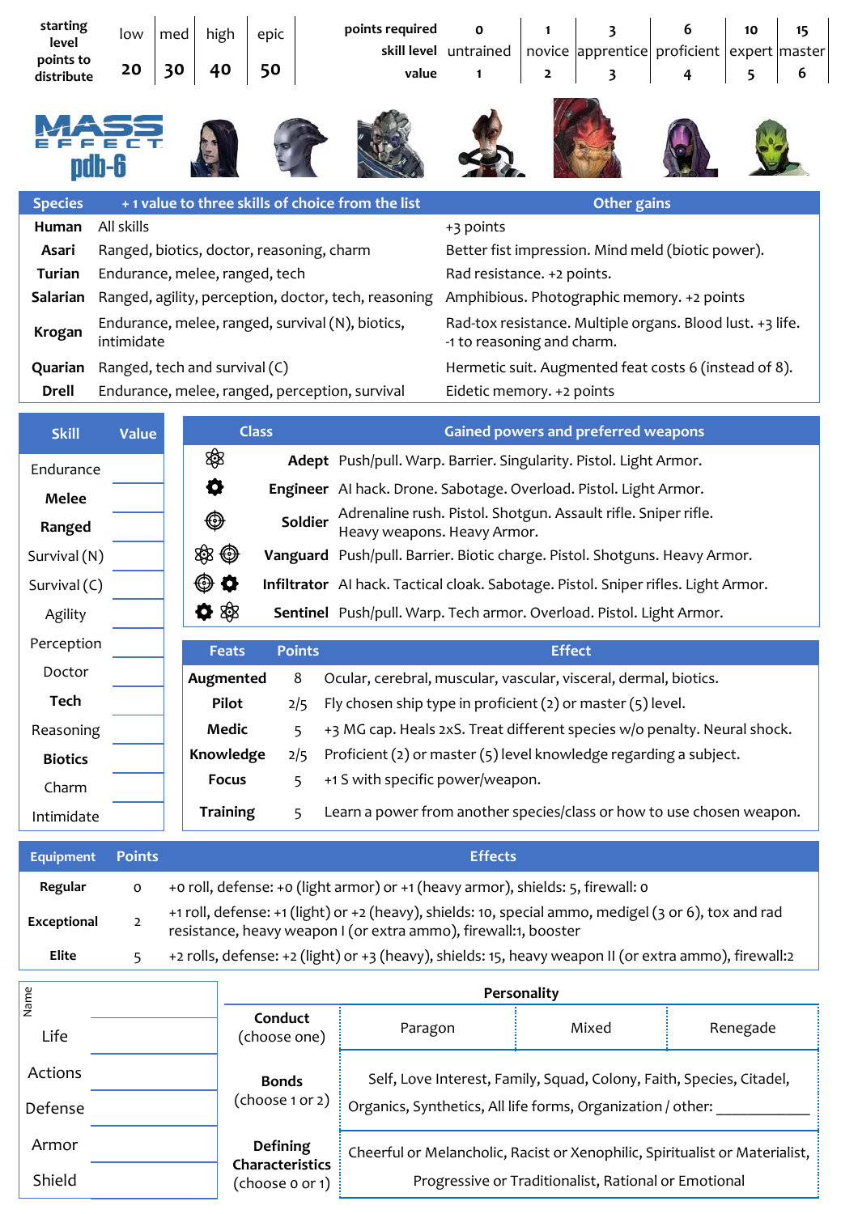| starting level points to distribute | low | med | high | epic |
|---|---|---|---|---|
| | 20 | 30 | 40 | 50 |

| points required | 0 | 1 | 3 | 6 | 10 | 15 |
|---|---|---|---|---|---|---|
| skill level | untrained | novice | apprentice | proficient | expert | master |
| value | 1 | 2 | 3 | 4 | 5 | 6 |

# MASS EFFECT pdb-6

| Species | + 1 value to three skills of choice from the list | Other gains |
|---|---|---|
| **Human** | All skills | +3 points |
| **Asari** | Ranged, biotics, doctor, reasoning, charm | Better fist impression. Mind meld (biotic power). |
| **Turian** | Endurance, melee, ranged, tech | Rad resistance. +2 points. |
| **Salarian** | Ranged, agility, perception, doctor, tech, reasoning | Amphibious. Photographic memory. +2 points |
| **Krogan** | Endurance, melee, ranged, survival (N), biotics, intimidate | Rad-tox resistance. Multiple organs. Blood lust. +3 life. -1 to reasoning and charm. |
| **Quarian** | Ranged, tech and survival (C) | Hermetic suit. Augmented feat costs 6 (instead of 8). |
| **Drell** | Endurance, melee, ranged, perception, survival | Eidetic memory. +2 points |

| Skill | Value |
|---|---|
| Endurance | |
| **Melee** | |
| **Ranged** | |
| Survival (N) | |
| Survival (C) | |
| Agility | |
| Perception | |
| Doctor | |
| **Tech** | |
| Reasoning | |
| **Biotics** | |
| Charm | |
| Intimidate | |

| Class | Gained powers and preferred weapons |
|---|---|
| **Adept** | Push/pull. Warp. Barrier. Singularity. Pistol. Light Armor. |
| **Engineer** | AI hack. Drone. Sabotage. Overload. Pistol. Light Armor. |
| **Soldier** | Adrenaline rush. Pistol. Shotgun. Assault rifle. Sniper rifle. Heavy weapons. Heavy Armor. |
| **Vanguard** | Push/pull. Barrier. Biotic charge. Pistol. Shotguns. Heavy Armor. |
| **Infiltrator** | AI hack. Tactical cloak. Sabotage. Pistol. Sniper rifles. Light Armor. |
| **Sentinel** | Push/pull. Warp. Tech armor. Overload. Pistol. Light Armor. |

| Feats | Points | Effect |
|---|---|---|
| **Augmented** | 8 | Ocular, cerebral, muscular, vascular, visceral, dermal, biotics. |
| **Pilot** | 2/5 | Fly chosen ship type in proficient (2) or master (5) level. |
| **Medic** | 5 | +3 MG cap. Heals 2xS. Treat different species w/o penalty. Neural shock. |
| **Knowledge** | 2/5 | Proficient (2) or master (5) level knowledge regarding a subject. |
| **Focus** | 5 | +1 S with specific power/weapon. |
| **Training** | 5 | Learn a power from another species/class or how to use chosen weapon. |

| Equipment | Points | Effects |
|---|---|---|
| **Regular** | 0 | +0 roll, defense: +0 (light armor) or +1 (heavy armor), shields: 5, firewall: 0 |
| **Exceptional** | 2 | +1 roll, defense: +1 (light) or +2 (heavy), shields: 10, special ammo, medigel (3 or 6), tox and rad resistance, heavy weapon I (or extra ammo), firewall:1, booster |
| **Elite** | 5 | +2 rolls, defense: +2 (light) or +3 (heavy), shields: 15, heavy weapon II (or extra ammo), firewall:2 |

| Name | |
|---|---|
| Life | |
| Actions | |
| Defense | |
| Armor | |
| Shield | |

| Personality | | | |
|---|---|---|---|
| **Conduct** (choose one) | Paragon | Mixed | Renegade |
| **Bonds** (choose 1 or 2) | Self, Love Interest, Family, Squad, Colony, Faith, Species, Citadel, Organics, Synthetics, All life forms, Organization / other: ___________ | | |
| **Defining Characteristics** (choose 0 or 1) | Cheerful or Melancholic, Racist or Xenophilic, Spiritualist or Materialist, Progressive or Traditionalist, Rational or Emotional | | |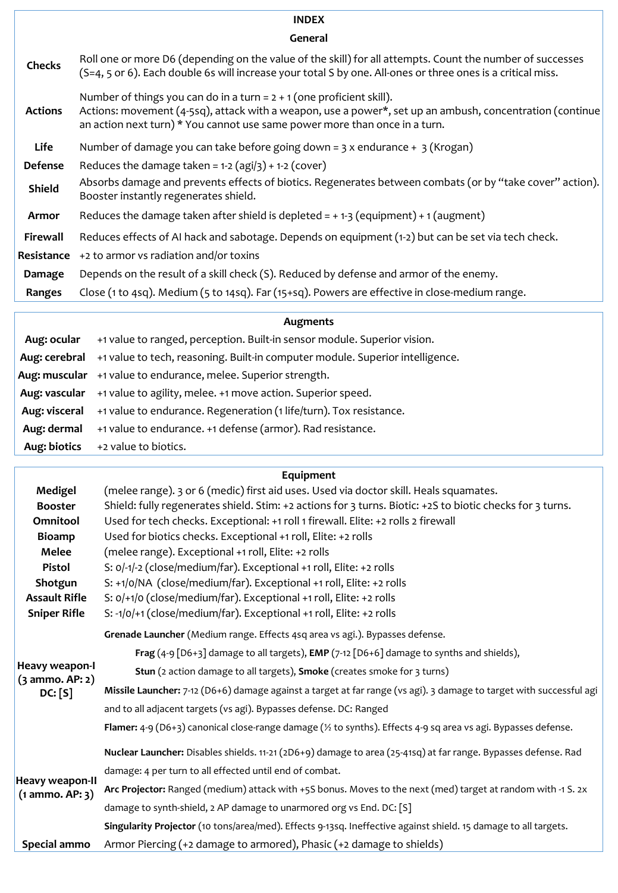## INDEX

### General

| | |
|---|---|
| **Checks** | Roll one or more D6 (depending on the value of the skill) for all attempts. Count the number of successes (S=4, 5 or 6). Each double 6s will increase your total S by one. All-ones or three ones is a critical miss. |
| **Actions** | Number of things you can do in a turn = 2 + 1 (one proficient skill). Actions: movement (4-5sq), attack with a weapon, use a power*, set up an ambush, concentration (continue an action next turn) * You cannot use same power more than once in a turn. |
| **Life** | Number of damage you can take before going down = 3 x endurance + 3 (Krogan) |
| **Defense** | Reduces the damage taken = 1-2 (agi/3) + 1-2 (cover) |
| **Shield** | Absorbs damage and prevents effects of biotics. Regenerates between combats (or by "take cover" action). Booster instantly regenerates shield. |
| **Armor** | Reduces the damage taken after shield is depleted = + 1-3 (equipment) + 1 (augment) |
| **Firewall** | Reduces effects of AI hack and sabotage. Depends on equipment (1-2) but can be set via tech check. |
| **Resistance** | +2 to armor vs radiation and/or toxins |
| **Damage** | Depends on the result of a skill check (S). Reduced by defense and armor of the enemy. |
| **Ranges** | Close (1 to 4sq). Medium (5 to 14sq). Far (15+sq). Powers are effective in close-medium range. |

### Augments

| | |
|---|---|
| **Aug: ocular** | +1 value to ranged, perception. Built-in sensor module. Superior vision. |
| **Aug: cerebral** | +1 value to tech, reasoning. Built-in computer module. Superior intelligence. |
| **Aug: muscular** | +1 value to endurance, melee. Superior strength. |
| **Aug: vascular** | +1 value to agility, melee. +1 move action. Superior speed. |
| **Aug: visceral** | +1 value to endurance. Regeneration (1 life/turn). Tox resistance. |
| **Aug: dermal** | +1 value to endurance. +1 defense (armor). Rad resistance. |
| **Aug: biotics** | +2 value to biotics. |

### Equipment

| | |
|---|---|
| **Medigel** | (melee range). 3 or 6 (medic) first aid uses. Used via doctor skill. Heals squamates. |
| **Booster** | Shield: fully regenerates shield. Stim: +2 actions for 3 turns. Biotic: +2S to biotic checks for 3 turns. |
| **Omnitool** | Used for tech checks. Exceptional: +1 roll 1 firewall. Elite: +2 rolls 2 firewall |
| **Bioamp** | Used for biotics checks. Exceptional +1 roll, Elite: +2 rolls |
| **Melee** | (melee range). Exceptional +1 roll, Elite: +2 rolls |
| **Pistol** | S: 0/-1/-2 (close/medium/far). Exceptional +1 roll, Elite: +2 rolls |
| **Shotgun** | S: +1/0/NA (close/medium/far). Exceptional +1 roll, Elite: +2 rolls |
| **Assault Rifle** | S: 0/+1/0 (close/medium/far). Exceptional +1 roll, Elite: +2 rolls |
| **Sniper Rifle** | S: -1/0/+1 (close/medium/far). Exceptional +1 roll, Elite: +2 rolls |
| **Heavy weapon-I (3 ammo. AP: 2) DC: [S]** | **Grenade Launcher** (Medium range. Effects 4sq area vs agi.). Bypasses defense. **Frag** (4-9 [D6+3] damage to all targets), **EMP** (7-12 [D6+6] damage to synths and shields), **Stun** (2 action damage to all targets), **Smoke** (creates smoke for 3 turns) **Missile Launcher:** 7-12 (D6+6) damage against a target at far range (vs agi). 3 damage to target with successful agi and to all adjacent targets (vs agi). Bypasses defense. DC: Ranged **Flamer:** 4-9 (D6+3) canonical close-range damage (½ to synths). Effects 4-9 sq area vs agi. Bypasses defense. |
| **Heavy weapon-II (1 ammo. AP: 3)** | **Nuclear Launcher:** Disables shields. 11-21 (2D6+9) damage to area (25-41sq) at far range. Bypasses defense. Rad damage: 4 per turn to all effected until end of combat. **Arc Projector:** Ranged (medium) attack with +5S bonus. Moves to the next (med) target at random with -1 S. 2x damage to synth-shield, 2 AP damage to unarmored org vs End. DC: [S] **Singularity Projector** (10 tons/area/med). Effects 9-13sq. Ineffective against shield. 15 damage to all targets. |
| **Special ammo** | Armor Piercing (+2 damage to armored), Phasic (+2 damage to shields) |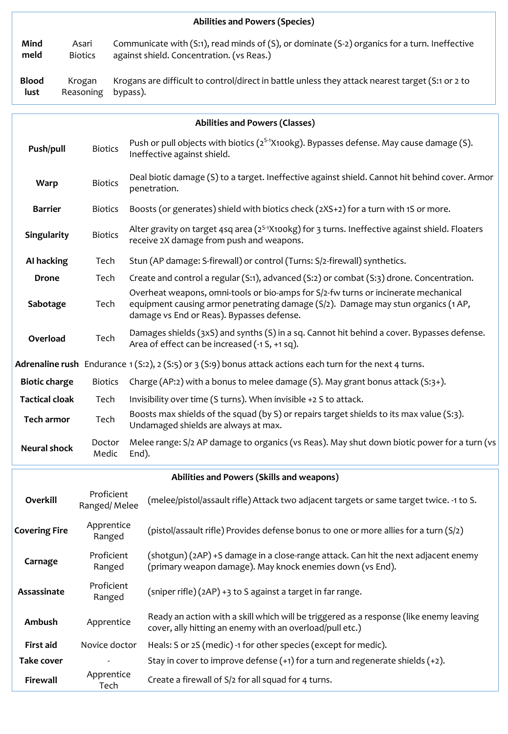| Abilities and Powers (Species) | | |
|---|---|---|
| **Mind meld** | Asari Biotics | Communicate with (S:1), read minds of (S), or dominate (S-2) organics for a turn. Ineffective against shield. Concentration. (vs Reas.) |
| **Blood lust** | Krogan Reasoning | Krogans are difficult to control/direct in battle unless they attack nearest target (S:1 or 2 to bypass). |

| Abilities and Powers (Classes) | | |
|---|---|---|
| **Push/pull** | Biotics | Push or pull objects with biotics ($2^{S-1}$X100kg). Bypasses defense. May cause damage (S). Ineffective against shield. |
| **Warp** | Biotics | Deal biotic damage (S) to a target. Ineffective against shield. Cannot hit behind cover. Armor penetration. |
| **Barrier** | Biotics | Boosts (or generates) shield with biotics check (2XS+2) for a turn with 1S or more. |
| **Singularity** | Biotics | Alter gravity on target 4sq area ($2^{S-1}$X100kg) for 3 turns. Ineffective against shield. Floaters receive 2X damage from push and weapons. |
| **AI hacking** | Tech | Stun (AP damage: S-firewall) or control (Turns: S/2-firewall) synthetics. |
| **Drone** | Tech | Create and control a regular (S:1), advanced (S:2) or combat (S:3) drone. Concentration. |
| **Sabotage** | Tech | Overheat weapons, omni-tools or bio-amps for S/2-fw turns or incinerate mechanical equipment causing armor penetrating damage (S/2). Damage may stun organics (1 AP, damage vs End or Reas). Bypasses defense. |
| **Overload** | Tech | Damages shields (3xS) and synths (S) in a sq. Cannot hit behind a cover. Bypasses defense. Area of effect can be increased (-1 S, +1 sq). |
| **Adrenaline rush** | Endurance | 1 (S:2), 2 (S:5) or 3 (S:9) bonus attack actions each turn for the next 4 turns. |
| **Biotic charge** | Biotics | Charge (AP:2) with a bonus to melee damage (S). May grant bonus attack (S:3+). |
| **Tactical cloak** | Tech | Invisibility over time (S turns). When invisible +2 S to attack. |
| **Tech armor** | Tech | Boosts max shields of the squad (by S) or repairs target shields to its max value (S:3). Undamaged shields are always at max. |
| **Neural shock** | Doctor Medic | Melee range: S/2 AP damage to organics (vs Reas). May shut down biotic power for a turn (vs End). |

| Abilities and Powers (Skills and weapons) | | |
|---|---|---|
| **Overkill** | Proficient Ranged/ Melee | (melee/pistol/assault rifle) Attack two adjacent targets or same target twice. -1 to S. |
| **Covering Fire** | Apprentice Ranged | (pistol/assault rifle) Provides defense bonus to one or more allies for a turn (S/2) |
| **Carnage** | Proficient Ranged | (shotgun) (2AP) +S damage in a close-range attack. Can hit the next adjacent enemy (primary weapon damage). May knock enemies down (vs End). |
| **Assassinate** | Proficient Ranged | (sniper rifle) (2AP) +3 to S against a target in far range. |
| **Ambush** | Apprentice | Ready an action with a skill which will be triggered as a response (like enemy leaving cover, ally hitting an enemy with an overload/pull etc.) |
| **First aid** | Novice doctor | Heals: S or 2S (medic) -1 for other species (except for medic). |
| **Take cover** | - | Stay in cover to improve defense (+1) for a turn and regenerate shields (+2). |
| **Firewall** | Apprentice Tech | Create a firewall of S/2 for all squad for 4 turns. |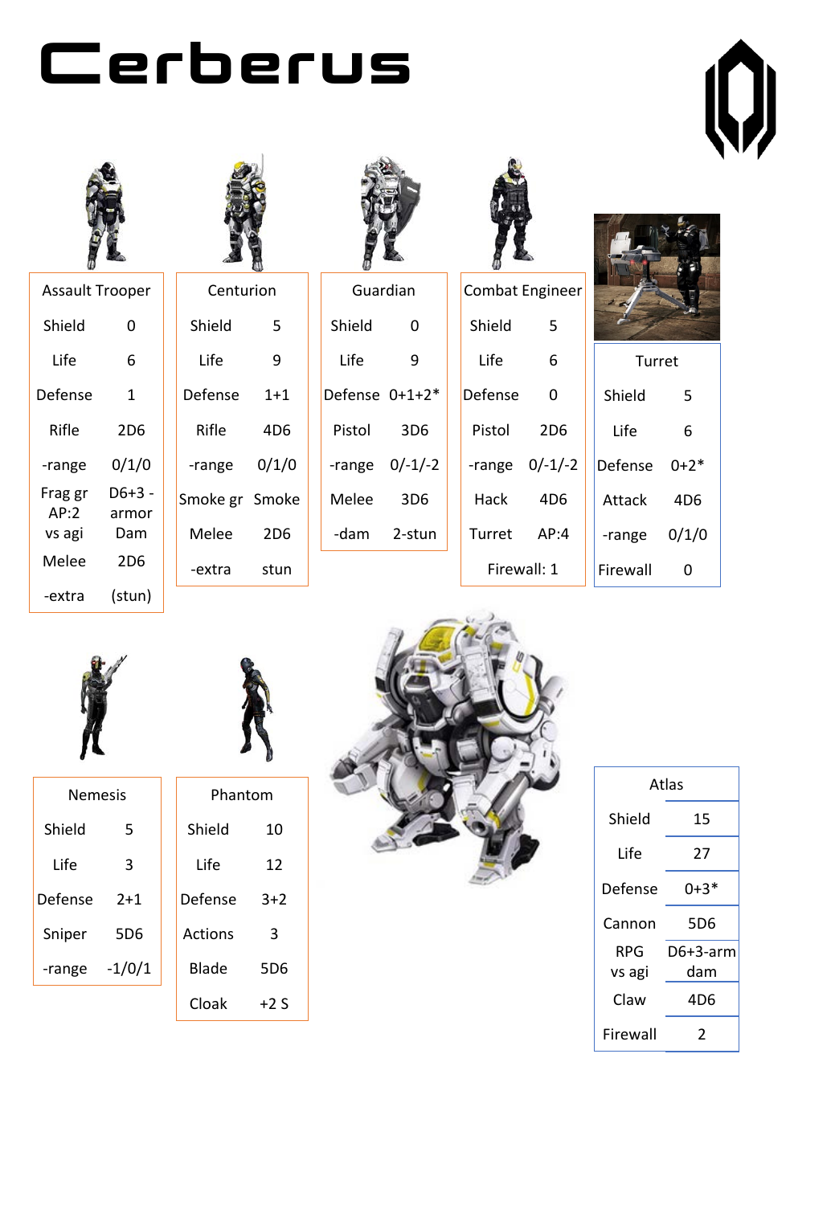# Cerberus

| Assault Trooper | |
|---|---|
| Shield | 0 |
| Life | 6 |
| Defense | 1 |
| Rifle | 2D6 |
| -range | 0/1/0 |
| Frag gr AP:2 vs agi | D6+3 - armor Dam |
| Melee | 2D6 |
| -extra | (stun) |

| Centurion | |
|---|---|
| Shield | 5 |
| Life | 9 |
| Defense | 1+1 |
| Rifle | 4D6 |
| -range | 0/1/0 |
| Smoke gr | Smoke |
| Melee | 2D6 |
| -extra | stun |

| Guardian | |
|---|---|
| Shield | 0 |
| Life | 9 |
| Defense | 0+1+2* |
| Pistol | 3D6 |
| -range | 0/-1/-2 |
| Melee | 3D6 |
| -dam | 2-stun |

| Combat Engineer | |
|---|---|
| Shield | 5 |
| Life | 6 |
| Defense | 0 |
| Pistol | 2D6 |
| -range | 0/-1/-2 |
| Hack | 4D6 |
| Turret | AP:4 |
| Firewall: 1 | |

| Turret | |
|---|---|
| Shield | 5 |
| Life | 6 |
| Defense | 0+2* |
| Attack | 4D6 |
| -range | 0/1/0 |
| Firewall | 0 |

| Nemesis | |
|---|---|
| Shield | 5 |
| Life | 3 |
| Defense | 2+1 |
| Sniper | 5D6 |
| -range | -1/0/1 |

| Phantom | |
|---|---|
| Shield | 10 |
| Life | 12 |
| Defense | 3+2 |
| Actions | 3 |
| Blade | 5D6 |
| Cloak | +2 S |

| Atlas | |
|---|---|
| Shield | 15 |
| Life | 27 |
| Defense | 0+3* |
| Cannon | 5D6 |
| RPG vs agi | D6+3-arm dam |
| Claw | 4D6 |
| Firewall | 2 |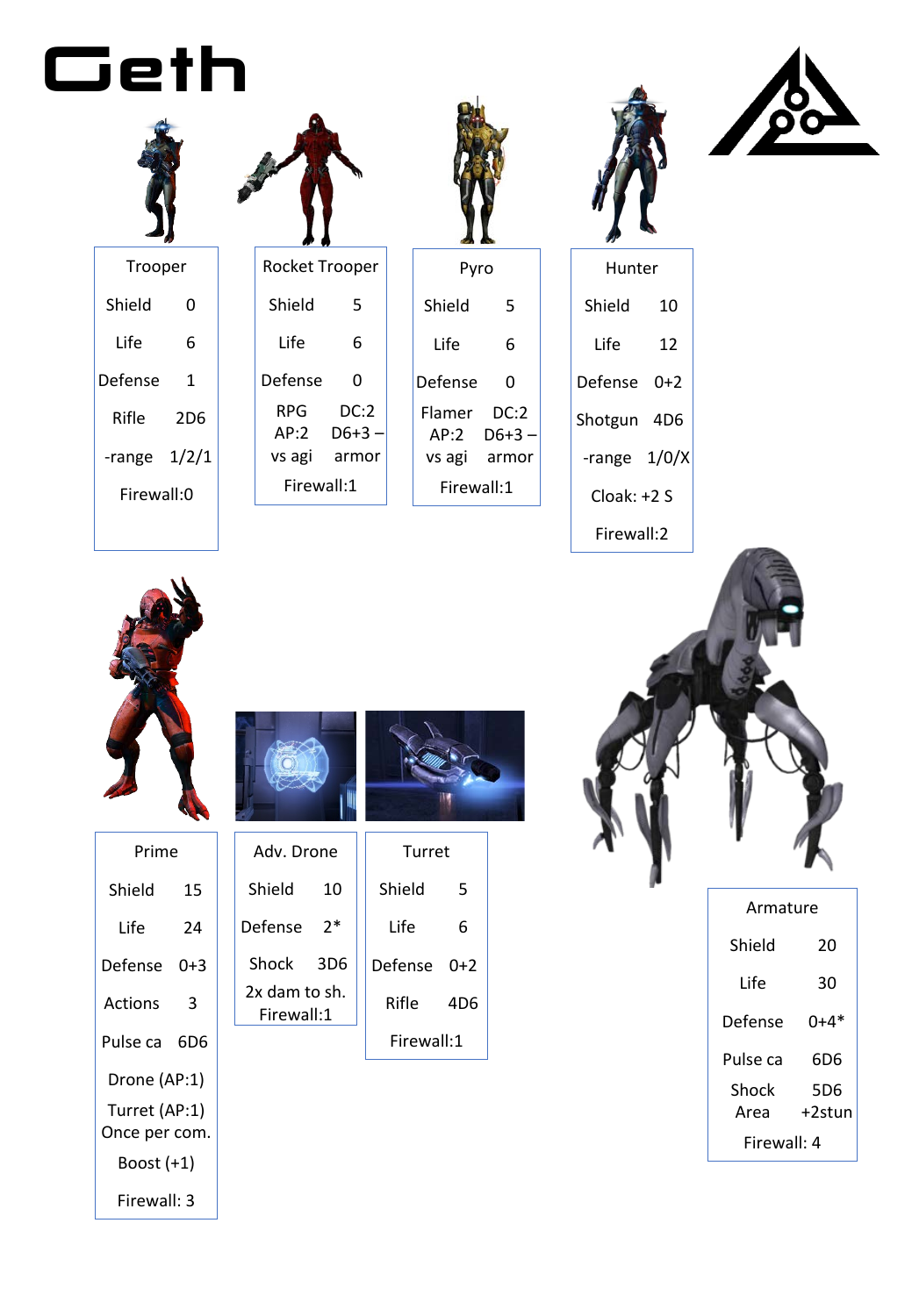# Geth

**Trooper**

| | |
|---|---|
| Shield | 0 |
| Life | 6 |
| Defense | 1 |
| Rifle | 2D6 |
| -range | 1/2/1 |

Firewall:0

**Rocket Trooper**

| | |
|---|---|
| Shield | 5 |
| Life | 6 |
| Defense | 0 |
| RPG AP:2 vs agi | DC:2 D6+3 – armor |

Firewall:1

**Pyro**

| | |
|---|---|
| Shield | 5 |
| Life | 6 |
| Defense | 0 |
| Flamer AP:2 vs agi | DC:2 D6+3 – armor |

Firewall:1

**Hunter**

| | |
|---|---|
| Shield | 10 |
| Life | 12 |
| Defense | 0+2 |
| Shotgun | 4D6 |
| -range | 1/0/X |

Cloak: +2 S

Firewall:2

**Prime**

| | |
|---|---|
| Shield | 15 |
| Life | 24 |
| Defense | 0+3 |
| Actions | 3 |
| Pulse ca | 6D6 |

Drone (AP:1)

Turret (AP:1)
Once per com.

Boost (+1)

Firewall: 3

**Adv. Drone**

| | |
|---|---|
| Shield | 10 |
| Defense | 2* |
| Shock | 3D6 |

2x dam to sh.
Firewall:1

**Turret**

| | |
|---|---|
| Shield | 5 |
| Life | 6 |
| Defense | 0+2 |
| Rifle | 4D6 |

Firewall:1

**Armature**

| | |
|---|---|
| Shield | 20 |
| Life | 30 |
| Defense | 0+4* |
| Pulse ca | 6D6 |
| Shock Area | 5D6 +2stun |

Firewall: 4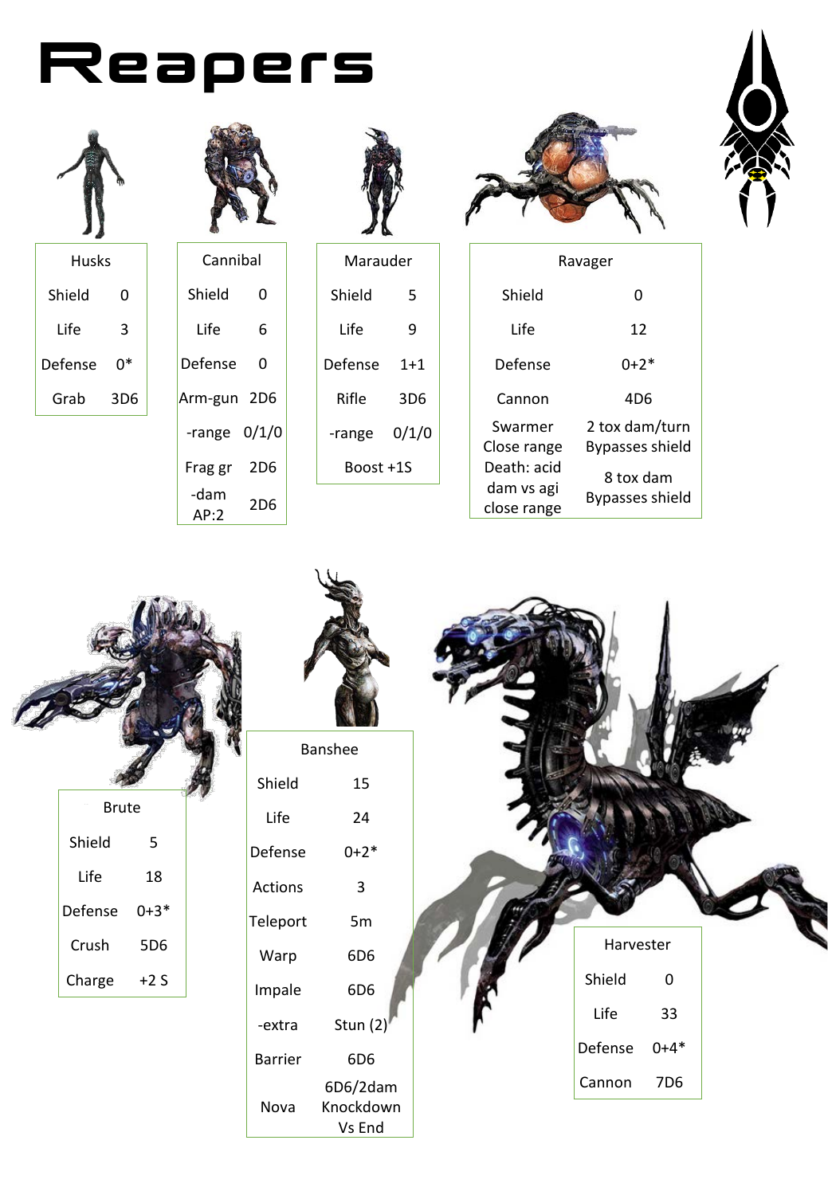# Reapers

| Husks | |
|---|---|
| Shield | 0 |
| Life | 3 |
| Defense | 0* |
| Grab | 3D6 |

| Cannibal | |
|---|---|
| Shield | 0 |
| Life | 6 |
| Defense | 0 |
| Arm-gun | 2D6 |
| -range | 0/1/0 |
| Frag gr | 2D6 |
| -dam AP:2 | 2D6 |

| Marauder | |
|---|---|
| Shield | 5 |
| Life | 9 |
| Defense | 1+1 |
| Rifle | 3D6 |
| -range | 0/1/0 |
| Boost +1S | |

| Ravager | |
|---|---|
| Shield | 0 |
| Life | 12 |
| Defense | 0+2* |
| Cannon | 4D6 |
| Swarmer Close range | 2 tox dam/turn Bypasses shield |
| Death: acid dam vs agi close range | 8 tox dam Bypasses shield |

| Brute | |
|---|---|
| Shield | 5 |
| Life | 18 |
| Defense | 0+3* |
| Crush | 5D6 |
| Charge | +2 S |

| Banshee | |
|---|---|
| Shield | 15 |
| Life | 24 |
| Defense | 0+2* |
| Actions | 3 |
| Teleport | 5m |
| Warp | 6D6 |
| Impale | 6D6 |
| -extra | Stun (2) |
| Barrier | 6D6 |
| Nova | 6D6/2dam Knockdown Vs End |

| Harvester | |
|---|---|
| Shield | 0 |
| Life | 33 |
| Defense | 0+4* |
| Cannon | 7D6 |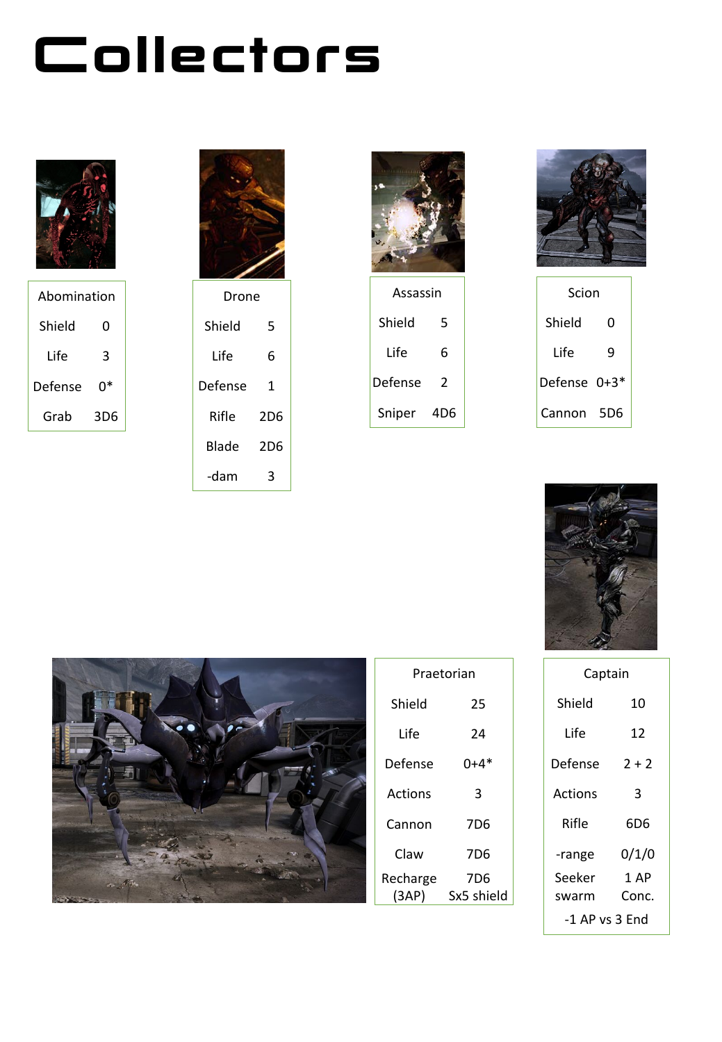# Collectors

| Abomination | |
|---|---|
| Shield | 0 |
| Life | 3 |
| Defense | 0* |
| Grab | 3D6 |

| Drone | |
|---|---|
| Shield | 5 |
| Life | 6 |
| Defense | 1 |
| Rifle | 2D6 |
| Blade | 2D6 |
| -dam | 3 |

| Assassin | |
|---|---|
| Shield | 5 |
| Life | 6 |
| Defense | 2 |
| Sniper | 4D6 |

| Scion | |
|---|---|
| Shield | 0 |
| Life | 9 |
| Defense | 0+3* |
| Cannon | 5D6 |

| Praetorian | |
|---|---|
| Shield | 25 |
| Life | 24 |
| Defense | 0+4* |
| Actions | 3 |
| Cannon | 7D6 |
| Claw | 7D6 |
| Recharge (3AP) | 7D6 Sx5 shield |

| Captain | |
|---|---|
| Shield | 10 |
| Life | 12 |
| Defense | 2 + 2 |
| Actions | 3 |
| Rifle | 6D6 |
| -range | 0/1/0 |
| Seeker swarm | 1 AP Conc. |
| -1 AP vs 3 End | |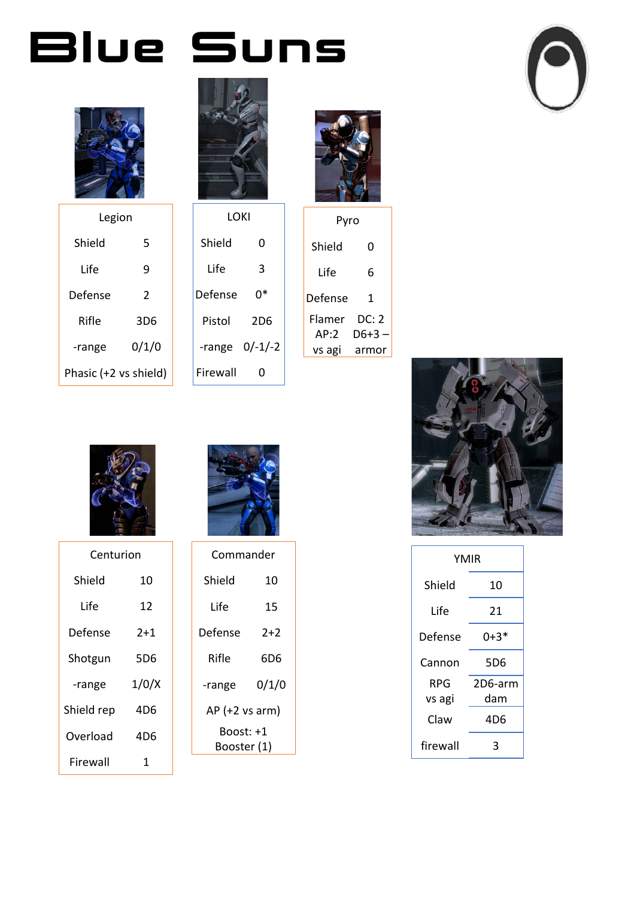# Blue Suns

| Legion | |
|---|---|
| Shield | 5 |
| Life | 9 |
| Defense | 2 |
| Rifle | 3D6 |
| -range | 0/1/0 |
| Phasic (+2 vs shield) | |

| LOKI | |
|---|---|
| Shield | 0 |
| Life | 3 |
| Defense | 0* |
| Pistol | 2D6 |
| -range | 0/-1/-2 |
| Firewall | 0 |

| Pyro | |
|---|---|
| Shield | 0 |
| Life | 6 |
| Defense | 1 |
| Flamer AP:2 vs agi | DC: 2 D6+3 – armor |

| Centurion | |
|---|---|
| Shield | 10 |
| Life | 12 |
| Defense | 2+1 |
| Shotgun | 5D6 |
| -range | 1/0/X |
| Shield rep | 4D6 |
| Overload | 4D6 |
| Firewall | 1 |

| Commander | |
|---|---|
| Shield | 10 |
| Life | 15 |
| Defense | 2+2 |
| Rifle | 6D6 |
| -range | 0/1/0 |
| AP (+2 vs arm) | |
| Boost: +1 Booster (1) | |

| YMIR | |
|---|---|
| Shield | 10 |
| Life | 21 |
| Defense | 0+3* |
| Cannon | 5D6 |
| RPG vs agi | 2D6-arm dam |
| Claw | 4D6 |
| firewall | 3 |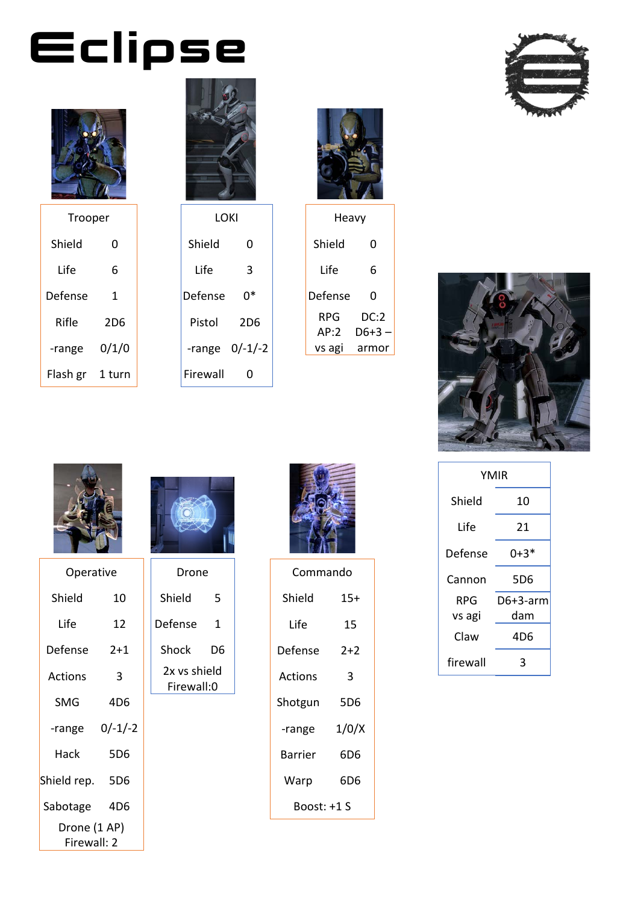# Eclipse

| Trooper | |
|---|---|
| Shield | 0 |
| Life | 6 |
| Defense | 1 |
| Rifle | 2D6 |
| -range | 0/1/0 |
| Flash gr | 1 turn |

| LOKI | |
|---|---|
| Shield | 0 |
| Life | 3 |
| Defense | 0* |
| Pistol | 2D6 |
| -range | 0/-1/-2 |
| Firewall | 0 |

| Heavy | |
|---|---|
| Shield | 0 |
| Life | 6 |
| Defense | 0 |
| RPG AP:2 vs agi | DC:2 D6+3 – armor |

| YMIR | |
|---|---|
| Shield | 10 |
| Life | 21 |
| Defense | 0+3* |
| Cannon | 5D6 |
| RPG vs agi | D6+3-arm dam |
| Claw | 4D6 |
| firewall | 3 |

| Operative | |
|---|---|
| Shield | 10 |
| Life | 12 |
| Defense | 2+1 |
| Actions | 3 |
| SMG | 4D6 |
| -range | 0/-1/-2 |
| Hack | 5D6 |
| Shield rep. | 5D6 |
| Sabotage | 4D6 |
| Drone (1 AP) Firewall: 2 | |

| Drone | |
|---|---|
| Shield | 5 |
| Defense | 1 |
| Shock | D6 |
| 2x vs shield Firewall:0 | |

| Commando | |
|---|---|
| Shield | 15+ |
| Life | 15 |
| Defense | 2+2 |
| Actions | 3 |
| Shotgun | 5D6 |
| -range | 1/0/X |
| Barrier | 6D6 |
| Warp | 6D6 |
| Boost: +1 S | |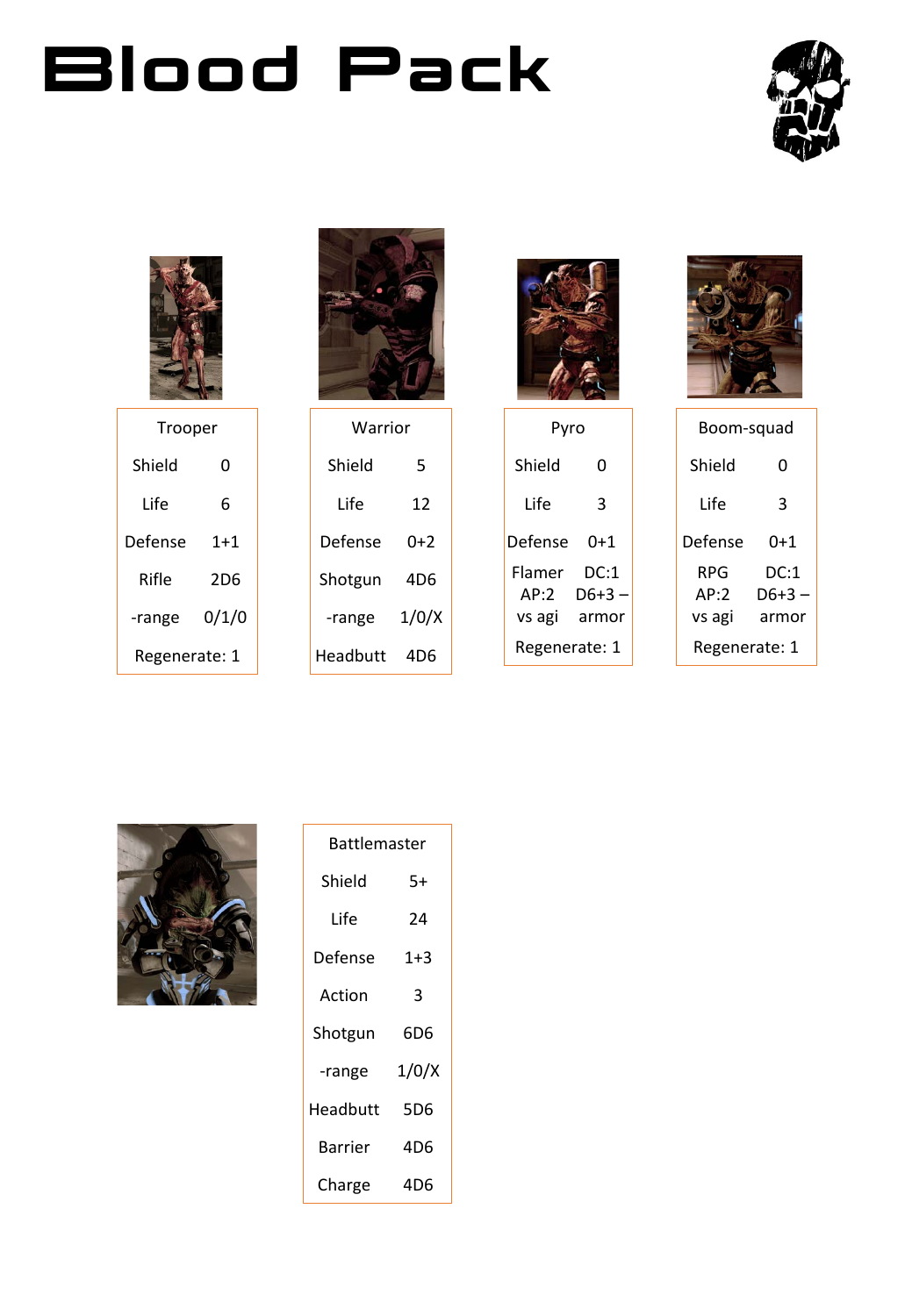# Blood Pack

| Trooper | |
|---|---|
| Shield | 0 |
| Life | 6 |
| Defense | 1+1 |
| Rifle | 2D6 |
| -range | 0/1/0 |
| Regenerate: 1 | |

| Warrior | |
|---|---|
| Shield | 5 |
| Life | 12 |
| Defense | 0+2 |
| Shotgun | 4D6 |
| -range | 1/0/X |
| Headbutt | 4D6 |

| Pyro | |
|---|---|
| Shield | 0 |
| Life | 3 |
| Defense | 0+1 |
| Flamer AP:2 vs agi | DC:1 D6+3 – armor |
| Regenerate: 1 | |

| Boom-squad | |
|---|---|
| Shield | 0 |
| Life | 3 |
| Defense | 0+1 |
| RPG AP:2 vs agi | DC:1 D6+3 – armor |
| Regenerate: 1 | |

| Battlemaster | |
|---|---|
| Shield | 5+ |
| Life | 24 |
| Defense | 1+3 |
| Action | 3 |
| Shotgun | 6D6 |
| -range | 1/0/X |
| Headbutt | 5D6 |
| Barrier | 4D6 |
| Charge | 4D6 |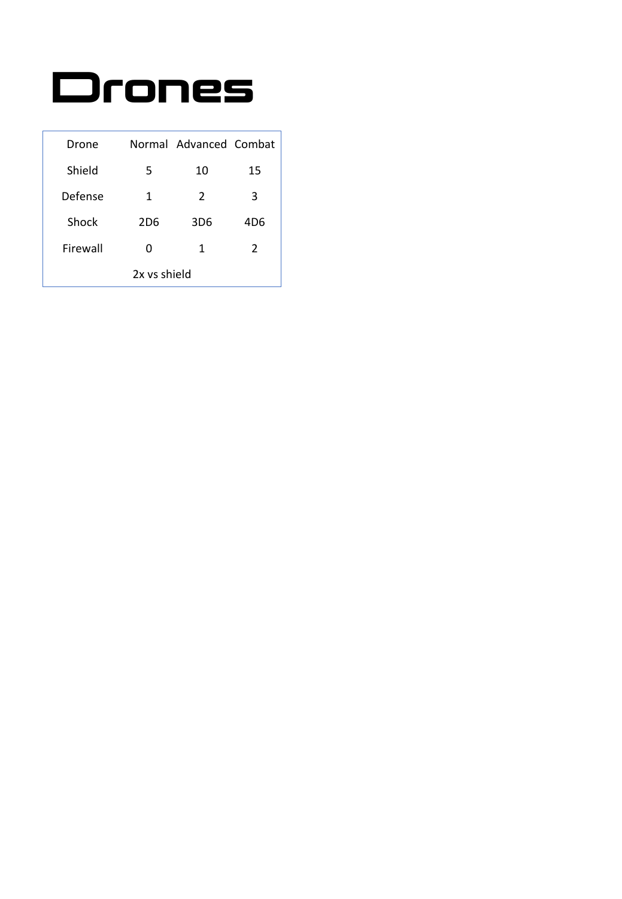# Drones

| Drone | Normal | Advanced | Combat |
|---|---|---|---|
| Shield | 5 | 10 | 15 |
| Defense | 1 | 2 | 3 |
| Shock | 2D6 | 3D6 | 4D6 |
| Firewall | 0 | 1 | 2 |
| 2x vs shield | | | |